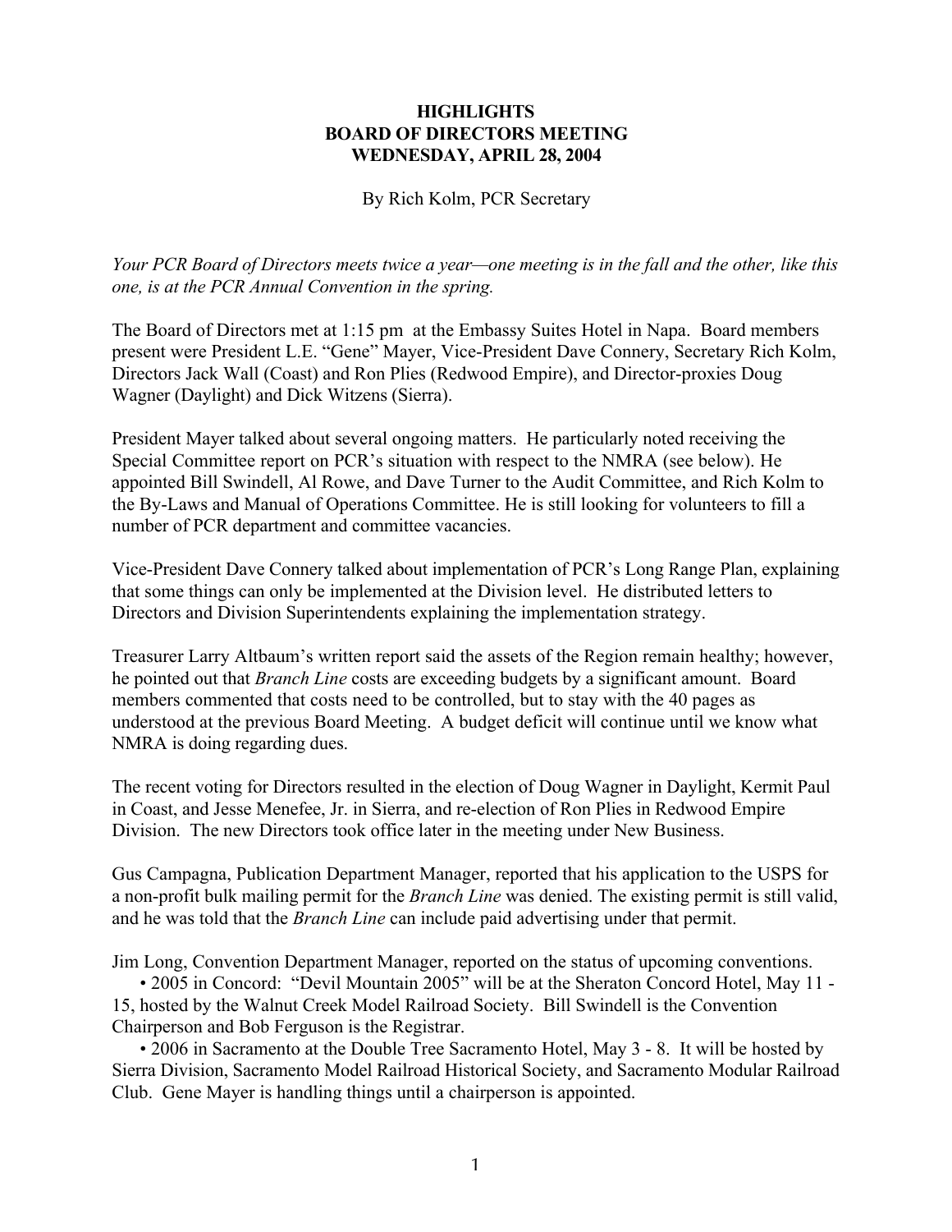# HIGHLIGHTS
# BOARD OF DIRECTORS MEETING
# WEDNESDAY, APRIL 28, 2004

By Rich Kolm, PCR Secretary

*Your PCR Board of Directors meets twice a year—one meeting is in the fall and the other, like this one, is at the PCR Annual Convention in the spring.*

The Board of Directors met at 1:15 pm at the Embassy Suites Hotel in Napa. Board members present were President L.E. "Gene" Mayer, Vice-President Dave Connery, Secretary Rich Kolm, Directors Jack Wall (Coast) and Ron Plies (Redwood Empire), and Director-proxies Doug Wagner (Daylight) and Dick Witzens (Sierra).

President Mayer talked about several ongoing matters. He particularly noted receiving the Special Committee report on PCR's situation with respect to the NMRA (see below). He appointed Bill Swindell, Al Rowe, and Dave Turner to the Audit Committee, and Rich Kolm to the By-Laws and Manual of Operations Committee. He is still looking for volunteers to fill a number of PCR department and committee vacancies.

Vice-President Dave Connery talked about implementation of PCR's Long Range Plan, explaining that some things can only be implemented at the Division level. He distributed letters to Directors and Division Superintendents explaining the implementation strategy.

Treasurer Larry Altbaum's written report said the assets of the Region remain healthy; however, he pointed out that *Branch Line* costs are exceeding budgets by a significant amount. Board members commented that costs need to be controlled, but to stay with the 40 pages as understood at the previous Board Meeting. A budget deficit will continue until we know what NMRA is doing regarding dues.

The recent voting for Directors resulted in the election of Doug Wagner in Daylight, Kermit Paul in Coast, and Jesse Menefee, Jr. in Sierra, and re-election of Ron Plies in Redwood Empire Division. The new Directors took office later in the meeting under New Business.

Gus Campagna, Publication Department Manager, reported that his application to the USPS for a non-profit bulk mailing permit for the *Branch Line* was denied. The existing permit is still valid, and he was told that the *Branch Line* can include paid advertising under that permit.

Jim Long, Convention Department Manager, reported on the status of upcoming conventions.

- 2005 in Concord: "Devil Mountain 2005" will be at the Sheraton Concord Hotel, May 11 - 15, hosted by the Walnut Creek Model Railroad Society. Bill Swindell is the Convention Chairperson and Bob Ferguson is the Registrar.
- 2006 in Sacramento at the Double Tree Sacramento Hotel, May 3 - 8. It will be hosted by Sierra Division, Sacramento Model Railroad Historical Society, and Sacramento Modular Railroad Club. Gene Mayer is handling things until a chairperson is appointed.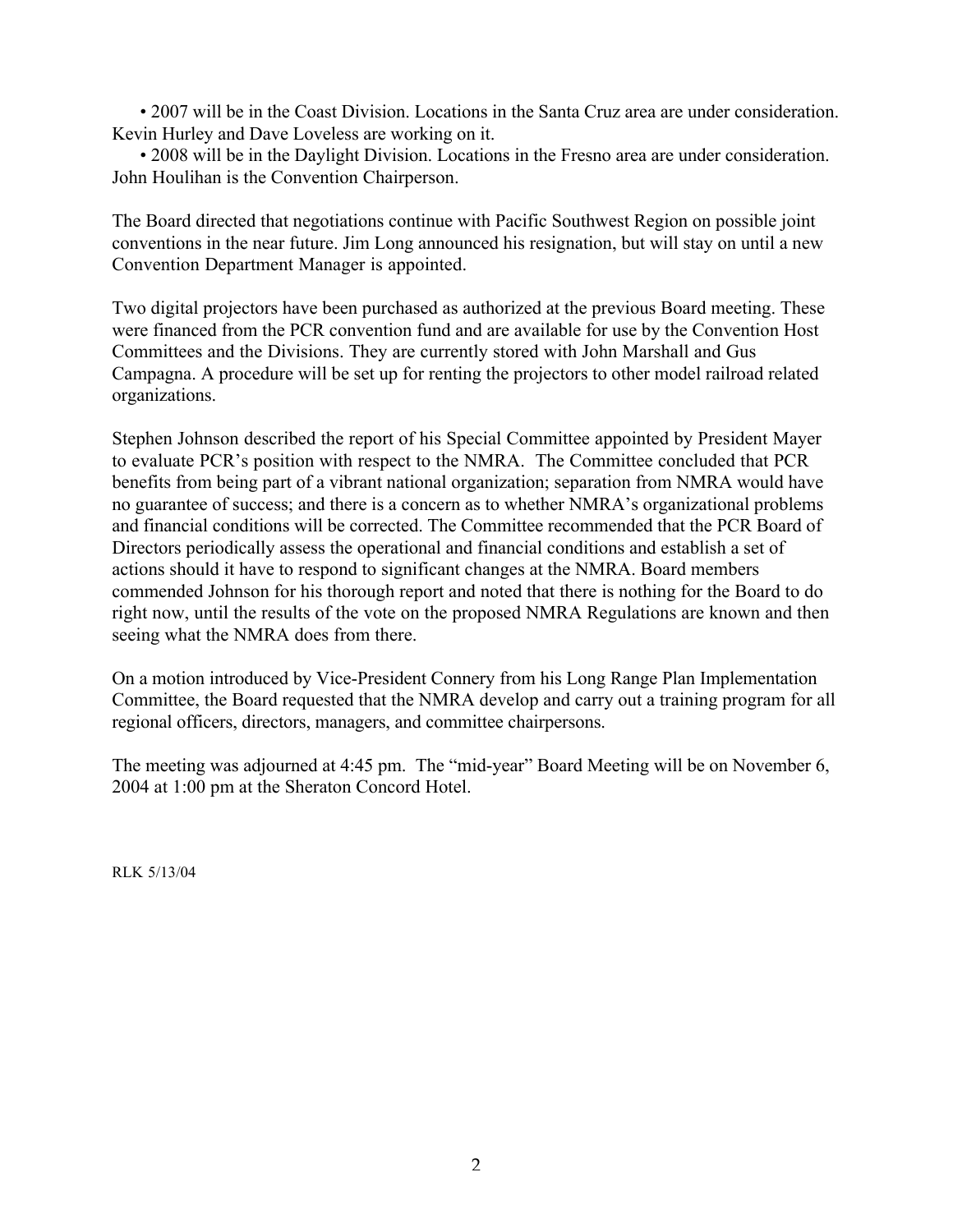• 2007 will be in the Coast Division. Locations in the Santa Cruz area are under consideration. Kevin Hurley and Dave Loveless are working on it.

• 2008 will be in the Daylight Division. Locations in the Fresno area are under consideration. John Houlihan is the Convention Chairperson.

The Board directed that negotiations continue with Pacific Southwest Region on possible joint conventions in the near future. Jim Long announced his resignation, but will stay on until a new Convention Department Manager is appointed.

Two digital projectors have been purchased as authorized at the previous Board meeting. These were financed from the PCR convention fund and are available for use by the Convention Host Committees and the Divisions. They are currently stored with John Marshall and Gus Campagna. A procedure will be set up for renting the projectors to other model railroad related organizations.

Stephen Johnson described the report of his Special Committee appointed by President Mayer to evaluate PCR's position with respect to the NMRA. The Committee concluded that PCR benefits from being part of a vibrant national organization; separation from NMRA would have no guarantee of success; and there is a concern as to whether NMRA's organizational problems and financial conditions will be corrected. The Committee recommended that the PCR Board of Directors periodically assess the operational and financial conditions and establish a set of actions should it have to respond to significant changes at the NMRA. Board members commended Johnson for his thorough report and noted that there is nothing for the Board to do right now, until the results of the vote on the proposed NMRA Regulations are known and then seeing what the NMRA does from there.

On a motion introduced by Vice-President Connery from his Long Range Plan Implementation Committee, the Board requested that the NMRA develop and carry out a training program for all regional officers, directors, managers, and committee chairpersons.

The meeting was adjourned at 4:45 pm. The "mid-year" Board Meeting will be on November 6, 2004 at 1:00 pm at the Sheraton Concord Hotel.

RLK 5/13/04